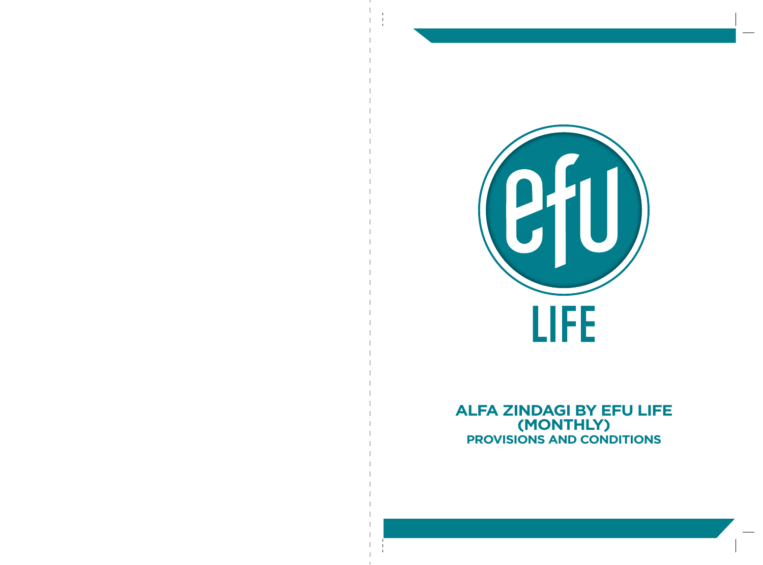efu

LIFE

# ALFA ZINDAGI BY EFU LIFE (MONTHLY)

## PROVISIONS AND CONDITIONS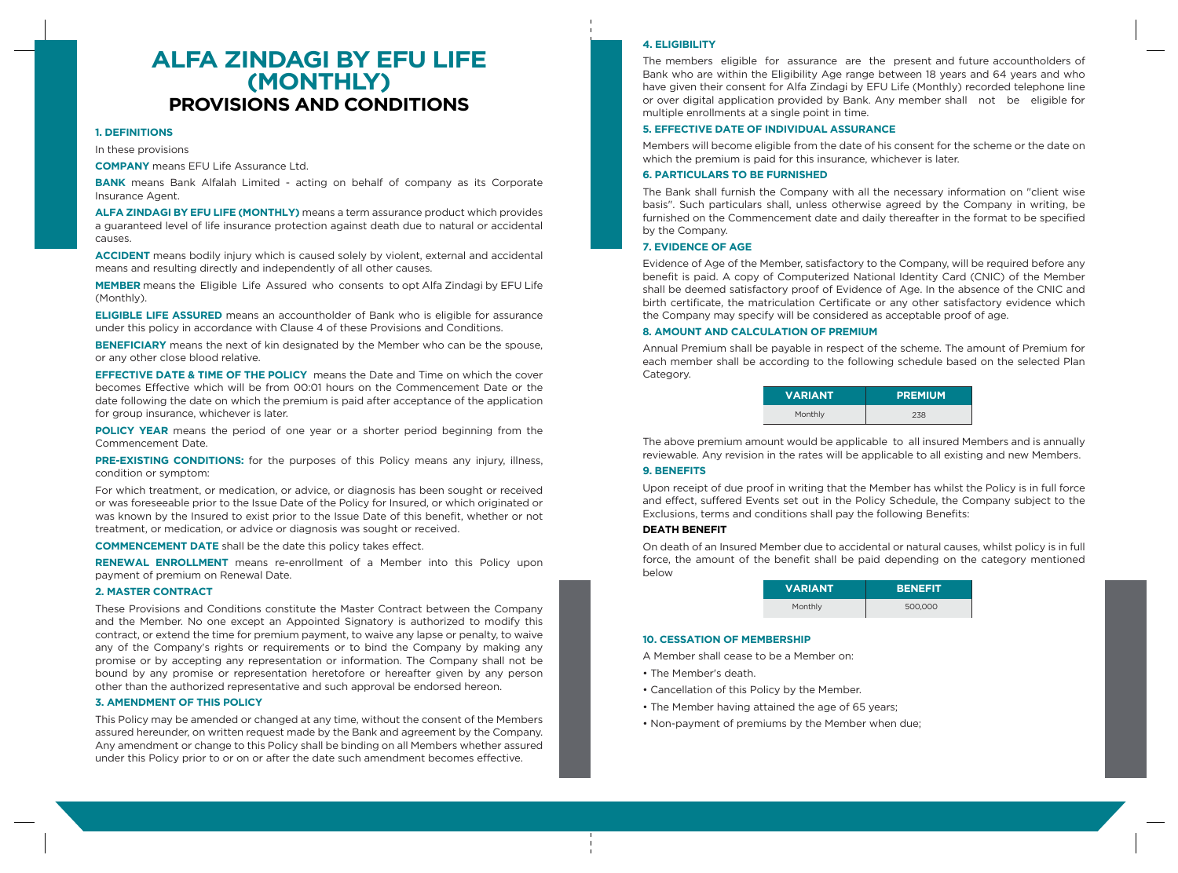# ALFA ZINDAGI BY EFU LIFE (MONTHLY)
## PROVISIONS AND CONDITIONS

### 1. DEFINITIONS

In these provisions

**COMPANY** means EFU Life Assurance Ltd.

**BANK** means Bank Alfalah Limited - acting on behalf of company as its Corporate Insurance Agent.

**ALFA ZINDAGI BY EFU LIFE (MONTHLY)** means a term assurance product which provides a guaranteed level of life insurance protection against death due to natural or accidental causes.

**ACCIDENT** means bodily injury which is caused solely by violent, external and accidental means and resulting directly and independently of all other causes.

**MEMBER** means the Eligible Life Assured who consents to opt Alfa Zindagi by EFU Life (Monthly).

**ELIGIBLE LIFE ASSURED** means an accountholder of Bank who is eligible for assurance under this policy in accordance with Clause 4 of these Provisions and Conditions.

**BENEFICIARY** means the next of kin designated by the Member who can be the spouse, or any other close blood relative.

**EFFECTIVE DATE & TIME OF THE POLICY** means the Date and Time on which the cover becomes Effective which will be from 00:01 hours on the Commencement Date or the date following the date on which the premium is paid after acceptance of the application for group insurance, whichever is later.

**POLICY YEAR** means the period of one year or a shorter period beginning from the Commencement Date.

**PRE-EXISTING CONDITIONS:** for the purposes of this Policy means any injury, illness, condition or symptom:

For which treatment, or medication, or advice, or diagnosis has been sought or received or was foreseeable prior to the Issue Date of the Policy for Insured, or which originated or was known by the Insured to exist prior to the Issue Date of this benefit, whether or not treatment, or medication, or advice or diagnosis was sought or received.

**COMMENCEMENT DATE** shall be the date this policy takes effect.

**RENEWAL ENROLLMENT** means re-enrollment of a Member into this Policy upon payment of premium on Renewal Date.

### 2. MASTER CONTRACT

These Provisions and Conditions constitute the Master Contract between the Company and the Member. No one except an Appointed Signatory is authorized to modify this contract, or extend the time for premium payment, to waive any lapse or penalty, to waive any of the Company's rights or requirements or to bind the Company by making any promise or by accepting any representation or information. The Company shall not be bound by any promise or representation heretofore or hereafter given by any person other than the authorized representative and such approval be endorsed hereon.

### 3. AMENDMENT OF THIS POLICY

This Policy may be amended or changed at any time, without the consent of the Members assured hereunder, on written request made by the Bank and agreement by the Company. Any amendment or change to this Policy shall be binding on all Members whether assured under this Policy prior to or on or after the date such amendment becomes effective.

### 4. ELIGIBILITY

The members eligible for assurance are the present and future accountholders of Bank who are within the Eligibility Age range between 18 years and 64 years and who have given their consent for Alfa Zindagi by EFU Life (Monthly) recorded telephone line or over digital application provided by Bank. Any member shall not be eligible for multiple enrollments at a single point in time.

### 5. EFFECTIVE DATE OF INDIVIDUAL ASSURANCE

Members will become eligible from the date of his consent for the scheme or the date on which the premium is paid for this insurance, whichever is later.

### 6. PARTICULARS TO BE FURNISHED

The Bank shall furnish the Company with all the necessary information on "client wise basis". Such particulars shall, unless otherwise agreed by the Company in writing, be furnished on the Commencement date and daily thereafter in the format to be specified by the Company.

### 7. EVIDENCE OF AGE

Evidence of Age of the Member, satisfactory to the Company, will be required before any benefit is paid. A copy of Computerized National Identity Card (CNIC) of the Member shall be deemed satisfactory proof of Evidence of Age. In the absence of the CNIC and birth certificate, the matriculation Certificate or any other satisfactory evidence which the Company may specify will be considered as acceptable proof of age.

### 8. AMOUNT AND CALCULATION OF PREMIUM

Annual Premium shall be payable in respect of the scheme. The amount of Premium for each member shall be according to the following schedule based on the selected Plan Category.

| VARIANT | PREMIUM |
|---|---|
| Monthly | 238 |

The above premium amount would be applicable to all insured Members and is annually reviewable. Any revision in the rates will be applicable to all existing and new Members.

### 9. BENEFITS

Upon receipt of due proof in writing that the Member has whilst the Policy is in full force and effect, suffered Events set out in the Policy Schedule, the Company subject to the Exclusions, terms and conditions shall pay the following Benefits:

**DEATH BENEFIT**

On death of an Insured Member due to accidental or natural causes, whilst policy is in full force, the amount of the benefit shall be paid depending on the category mentioned below

| VARIANT | BENEFIT |
|---|---|
| Monthly | 500,000 |

### 10. CESSATION OF MEMBERSHIP

A Member shall cease to be a Member on:

- The Member's death.
- Cancellation of this Policy by the Member.
- The Member having attained the age of 65 years;
- Non-payment of premiums by the Member when due;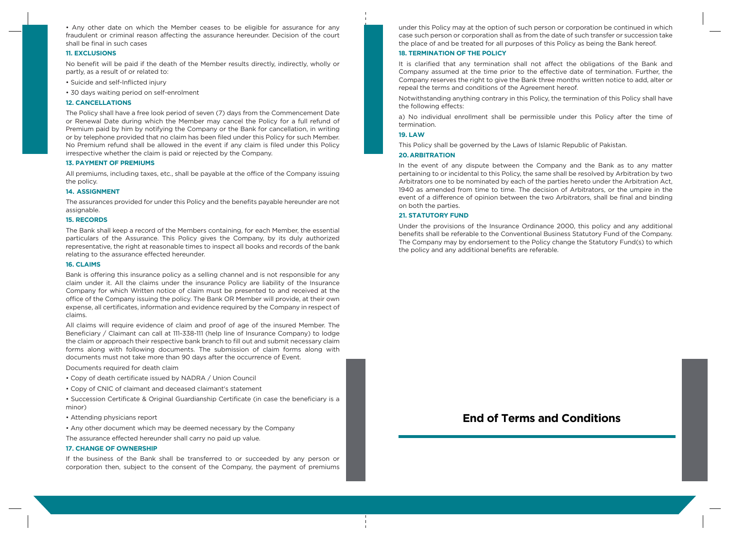- Any other date on which the Member ceases to be eligible for assurance for any fraudulent or criminal reason affecting the assurance hereunder. Decision of the court shall be final in such cases

### 11. EXCLUSIONS

No benefit will be paid if the death of the Member results directly, indirectly, wholly or partly, as a result of or related to:

- Suicide and self-Inflicted injury
- 30 days waiting period on self-enrolment

### 12. CANCELLATIONS

The Policy shall have a free look period of seven (7) days from the Commencement Date or Renewal Date during which the Member may cancel the Policy for a full refund of Premium paid by him by notifying the Company or the Bank for cancellation, in writing or by telephone provided that no claim has been filed under this Policy for such Member. No Premium refund shall be allowed in the event if any claim is filed under this Policy irrespective whether the claim is paid or rejected by the Company.

### 13. PAYMENT OF PREMIUMS

All premiums, including taxes, etc., shall be payable at the office of the Company issuing the policy.

### 14. ASSIGNMENT

The assurances provided for under this Policy and the benefits payable hereunder are not assignable.

### 15. RECORDS

The Bank shall keep a record of the Members containing, for each Member, the essential particulars of the Assurance. This Policy gives the Company, by its duly authorized representative, the right at reasonable times to inspect all books and records of the bank relating to the assurance effected hereunder.

### 16. CLAIMS

Bank is offering this insurance policy as a selling channel and is not responsible for any claim under it. All the claims under the insurance Policy are liability of the Insurance Company for which Written notice of claim must be presented to and received at the office of the Company issuing the policy. The Bank OR Member will provide, at their own expense, all certificates, information and evidence required by the Company in respect of claims.

All claims will require evidence of claim and proof of age of the insured Member. The Beneficiary / Claimant can call at 111-338-111 (help line of Insurance Company) to lodge the claim or approach their respective bank branch to fill out and submit necessary claim forms along with following documents. The submission of claim forms along with documents must not take more than 90 days after the occurrence of Event.

Documents required for death claim

- Copy of death certificate issued by NADRA / Union Council
- Copy of CNIC of claimant and deceased claimant's statement
- Succession Certificate & Original Guardianship Certificate (in case the beneficiary is a minor)
- Attending physicians report
- Any other document which may be deemed necessary by the Company

The assurance effected hereunder shall carry no paid up value.

### 17. CHANGE OF OWNERSHIP

If the business of the Bank shall be transferred to or succeeded by any person or corporation then, subject to the consent of the Company, the payment of premiums under this Policy may at the option of such person or corporation be continued in which case such person or corporation shall as from the date of such transfer or succession take the place of and be treated for all purposes of this Policy as being the Bank hereof.

### 18. TERMINATION OF THE POLICY

It is clarified that any termination shall not affect the obligations of the Bank and Company assumed at the time prior to the effective date of termination. Further, the Company reserves the right to give the Bank three months written notice to add, alter or repeal the terms and conditions of the Agreement hereof.

Notwithstanding anything contrary in this Policy, the termination of this Policy shall have the following effects:

a) No individual enrollment shall be permissible under this Policy after the time of termination.

### 19. LAW

This Policy shall be governed by the Laws of Islamic Republic of Pakistan.

### 20. ARBITRATION

In the event of any dispute between the Company and the Bank as to any matter pertaining to or incidental to this Policy, the same shall be resolved by Arbitration by two Arbitrators one to be nominated by each of the parties hereto under the Arbitration Act, 1940 as amended from time to time. The decision of Arbitrators, or the umpire in the event of a difference of opinion between the two Arbitrators, shall be final and binding on both the parties.

### 21. STATUTORY FUND

Under the provisions of the Insurance Ordinance 2000, this policy and any additional benefits shall be referable to the Conventional Business Statutory Fund of the Company. The Company may by endorsement to the Policy change the Statutory Fund(s) to which the policy and any additional benefits are referable.

## End of Terms and Conditions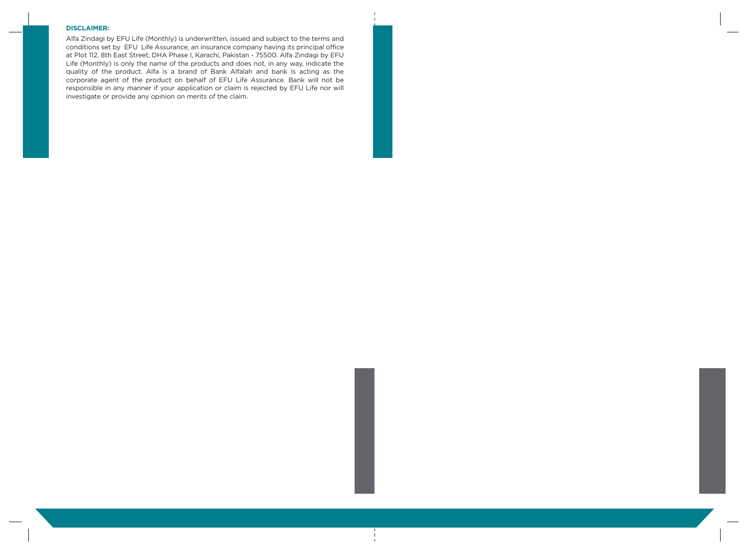**DISCLAIMER:**

Alfa Zindagi by EFU Life (Monthly) is underwritten, issued and subject to the terms and conditions set by EFU Life Assurance, an insurance company having its principal office at Plot 112, 8th East Street, DHA Phase I, Karachi, Pakistan - 75500. Alfa Zindagi by EFU Life (Monthly) is only the name of the products and does not, in any way, indicate the quality of the product. Alfa is a brand of Bank Alfalah and bank is acting as the corporate agent of the product on behalf of EFU Life Assurance. Bank will not be responsible in any manner if your application or claim is rejected by EFU Life nor will investigate or provide any opinion on merits of the claim.